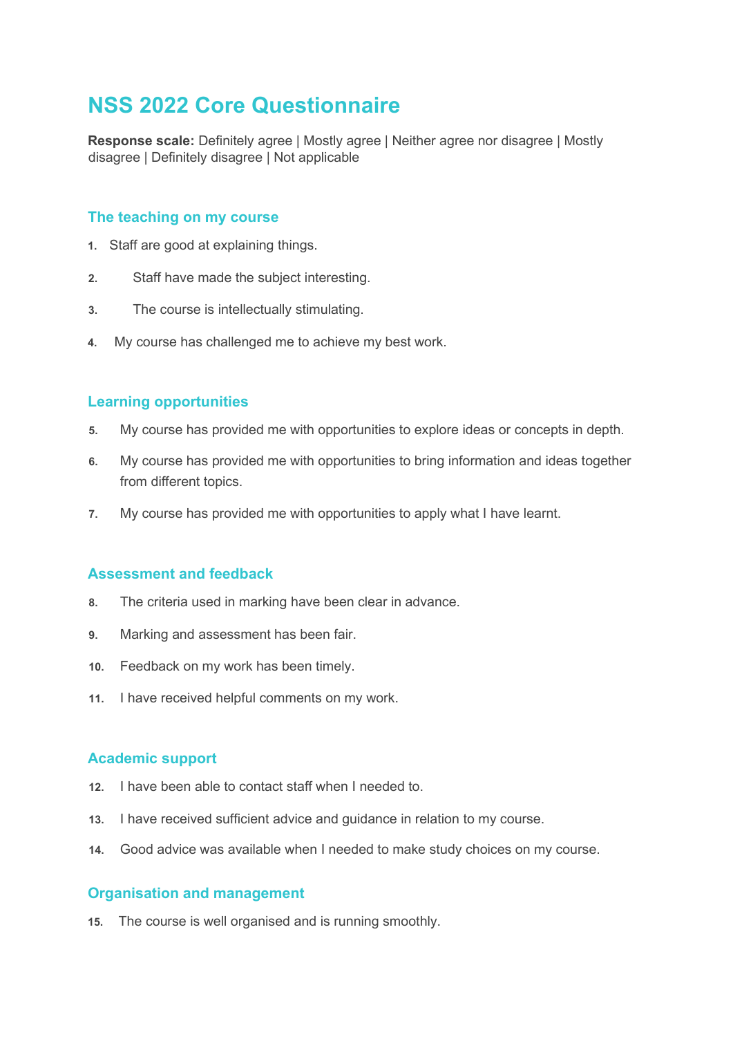# NSS 2022 Core Questionnaire

**Response scale:** Definitely agree | Mostly agree | Neither agree nor disagree | Mostly disagree | Definitely disagree | Not applicable

## The teaching on my course

1. Staff are good at explaining things.
2. Staff have made the subject interesting.
3. The course is intellectually stimulating.
4. My course has challenged me to achieve my best work.

## Learning opportunities

5. My course has provided me with opportunities to explore ideas or concepts in depth.
6. My course has provided me with opportunities to bring information and ideas together from different topics.
7. My course has provided me with opportunities to apply what I have learnt.

## Assessment and feedback

8. The criteria used in marking have been clear in advance.
9. Marking and assessment has been fair.
10. Feedback on my work has been timely.
11. I have received helpful comments on my work.

## Academic support

12. I have been able to contact staff when I needed to.
13. I have received sufficient advice and guidance in relation to my course.
14. Good advice was available when I needed to make study choices on my course.

## Organisation and management

15. The course is well organised and is running smoothly.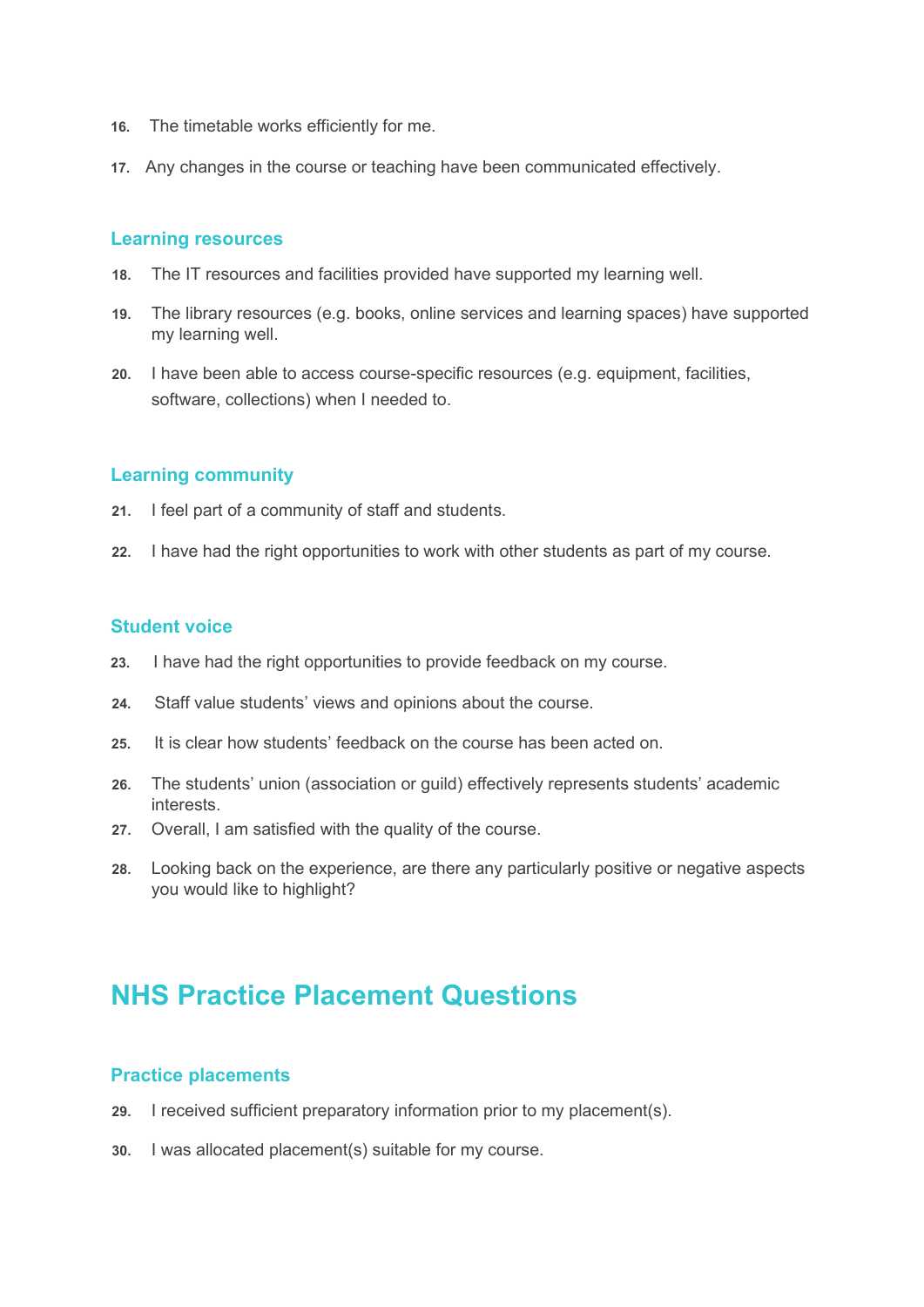16. The timetable works efficiently for me.

17. Any changes in the course or teaching have been communicated effectively.

### Learning resources

18. The IT resources and facilities provided have supported my learning well.

19. The library resources (e.g. books, online services and learning spaces) have supported my learning well.

20. I have been able to access course-specific resources (e.g. equipment, facilities, software, collections) when I needed to.

### Learning community

21. I feel part of a community of staff and students.

22. I have had the right opportunities to work with other students as part of my course.

### Student voice

23. I have had the right opportunities to provide feedback on my course.

24. Staff value students' views and opinions about the course.

25. It is clear how students' feedback on the course has been acted on.

26. The students' union (association or guild) effectively represents students' academic interests.

27. Overall, I am satisfied with the quality of the course.

28. Looking back on the experience, are there any particularly positive or negative aspects you would like to highlight?

## NHS Practice Placement Questions

### Practice placements

29. I received sufficient preparatory information prior to my placement(s).

30. I was allocated placement(s) suitable for my course.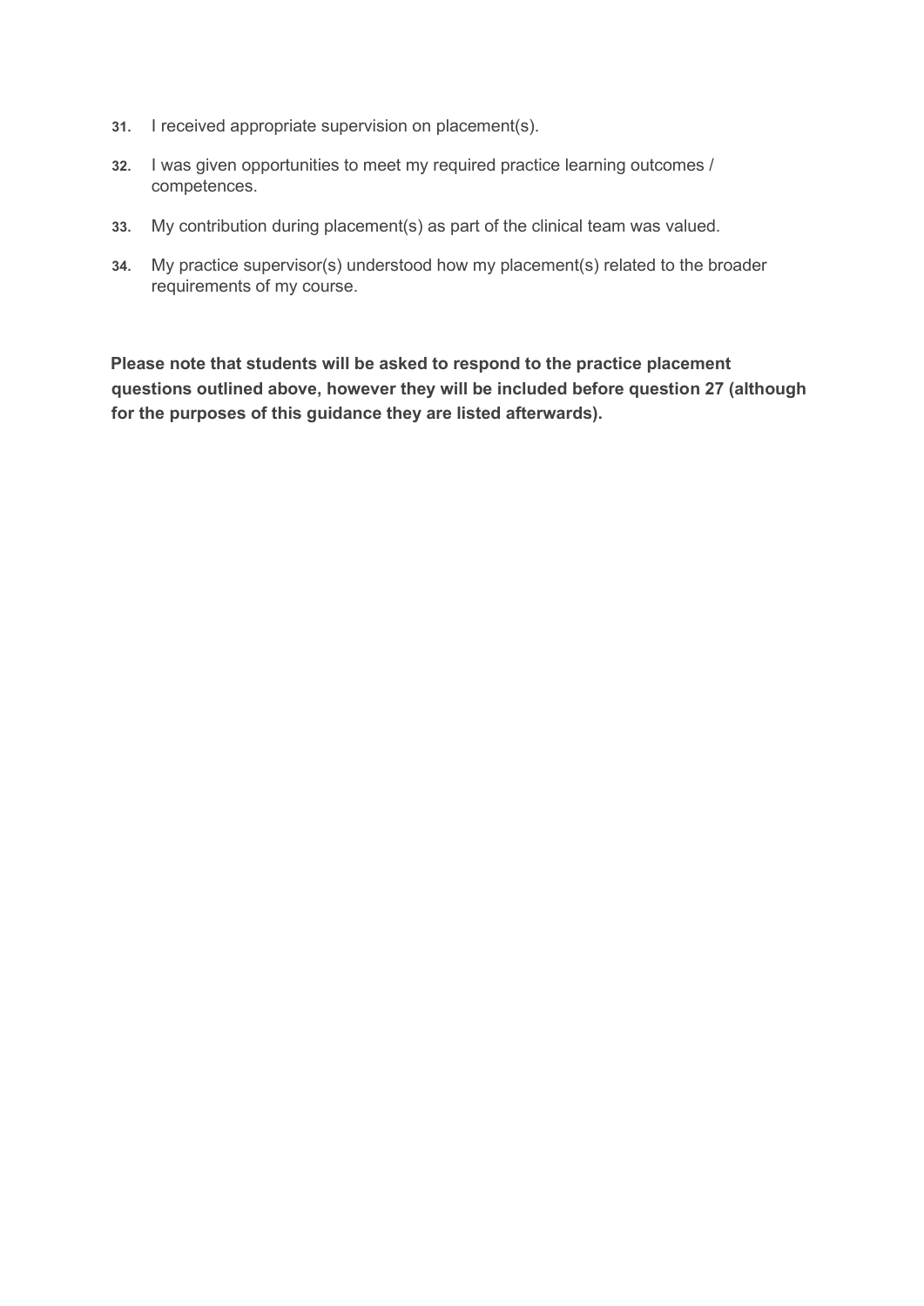31. I received appropriate supervision on placement(s).
32. I was given opportunities to meet my required practice learning outcomes / competences.
33. My contribution during placement(s) as part of the clinical team was valued.
34. My practice supervisor(s) understood how my placement(s) related to the broader requirements of my course.

**Please note that students will be asked to respond to the practice placement questions outlined above, however they will be included before question 27 (although for the purposes of this guidance they are listed afterwards).**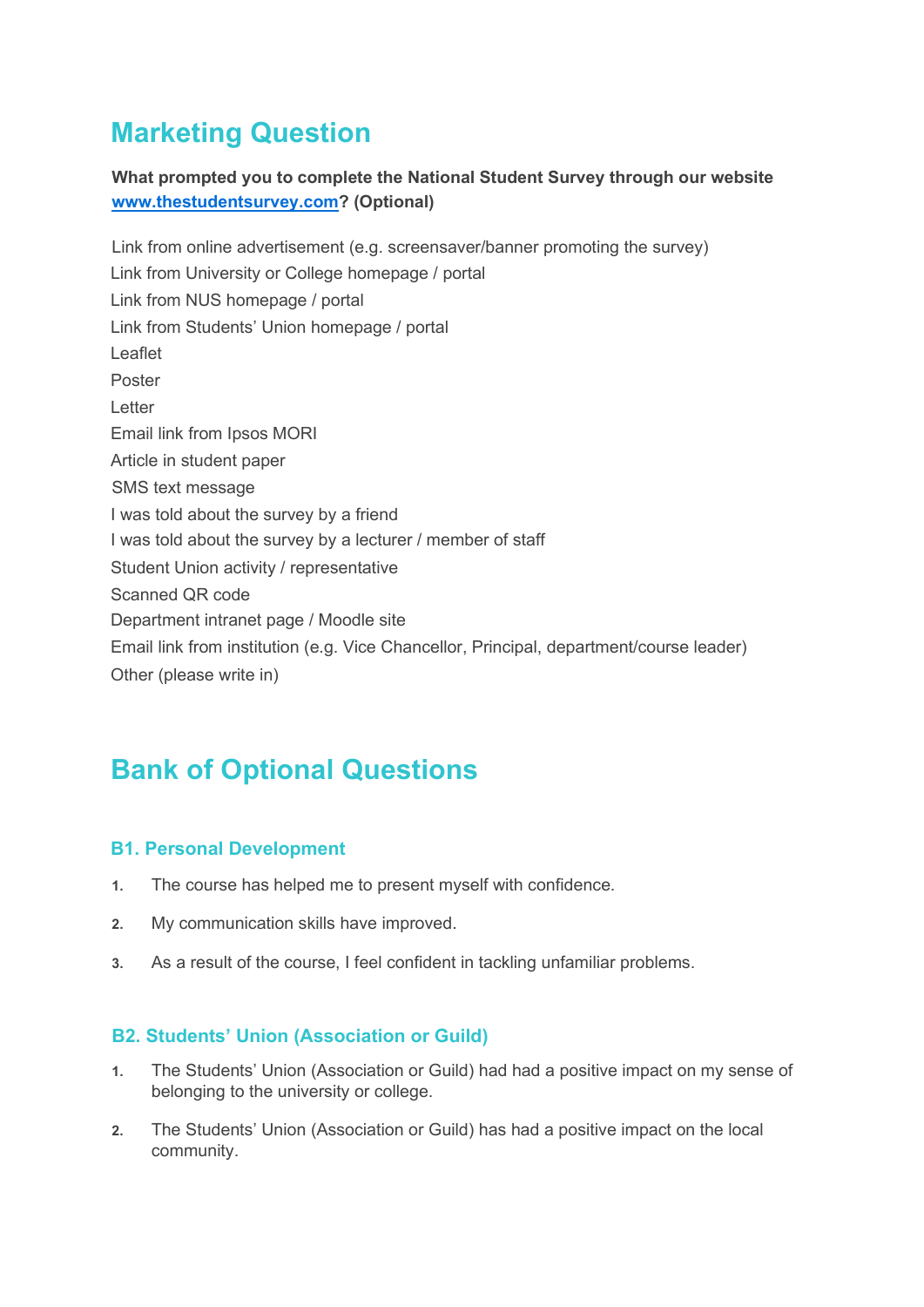## Marketing Question

**What prompted you to complete the National Student Survey through our website [www.thestudentsurvey.com](http://www.thestudentsurvey.com)? (Optional)**

Link from online advertisement (e.g. screensaver/banner promoting the survey)
Link from University or College homepage / portal
Link from NUS homepage / portal
Link from Students' Union homepage / portal
Leaflet
Poster
Letter
Email link from Ipsos MORI
Article in student paper
SMS text message
I was told about the survey by a friend
I was told about the survey by a lecturer / member of staff
Student Union activity / representative
Scanned QR code
Department intranet page / Moodle site
Email link from institution (e.g. Vice Chancellor, Principal, department/course leader)
Other (please write in)

## Bank of Optional Questions

### B1. Personal Development

1. The course has helped me to present myself with confidence.
2. My communication skills have improved.
3. As a result of the course, I feel confident in tackling unfamiliar problems.

### B2. Students' Union (Association or Guild)

1. The Students' Union (Association or Guild) had had a positive impact on my sense of belonging to the university or college.
2. The Students' Union (Association or Guild) has had a positive impact on the local community.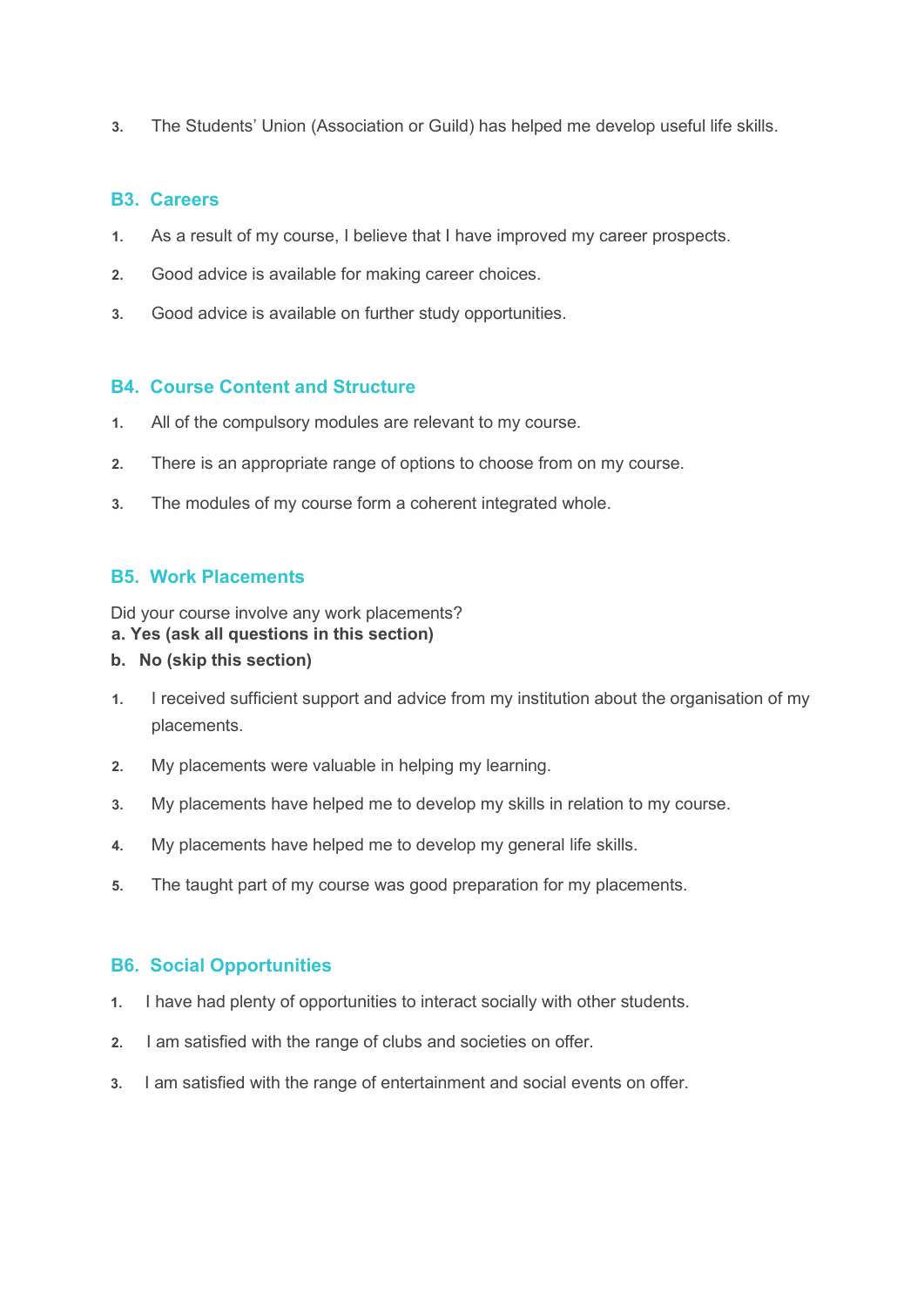3. The Students' Union (Association or Guild) has helped me develop useful life skills.

## B3. Careers

1. As a result of my course, I believe that I have improved my career prospects.
2. Good advice is available for making career choices.
3. Good advice is available on further study opportunities.

## B4. Course Content and Structure

1. All of the compulsory modules are relevant to my course.
2. There is an appropriate range of options to choose from on my course.
3. The modules of my course form a coherent integrated whole.

## B5. Work Placements

Did your course involve any work placements?

**a. Yes (ask all questions in this section)**

**b. No (skip this section)**

1. I received sufficient support and advice from my institution about the organisation of my placements.
2. My placements were valuable in helping my learning.
3. My placements have helped me to develop my skills in relation to my course.
4. My placements have helped me to develop my general life skills.
5. The taught part of my course was good preparation for my placements.

## B6. Social Opportunities

1. I have had plenty of opportunities to interact socially with other students.
2. I am satisfied with the range of clubs and societies on offer.
3. I am satisfied with the range of entertainment and social events on offer.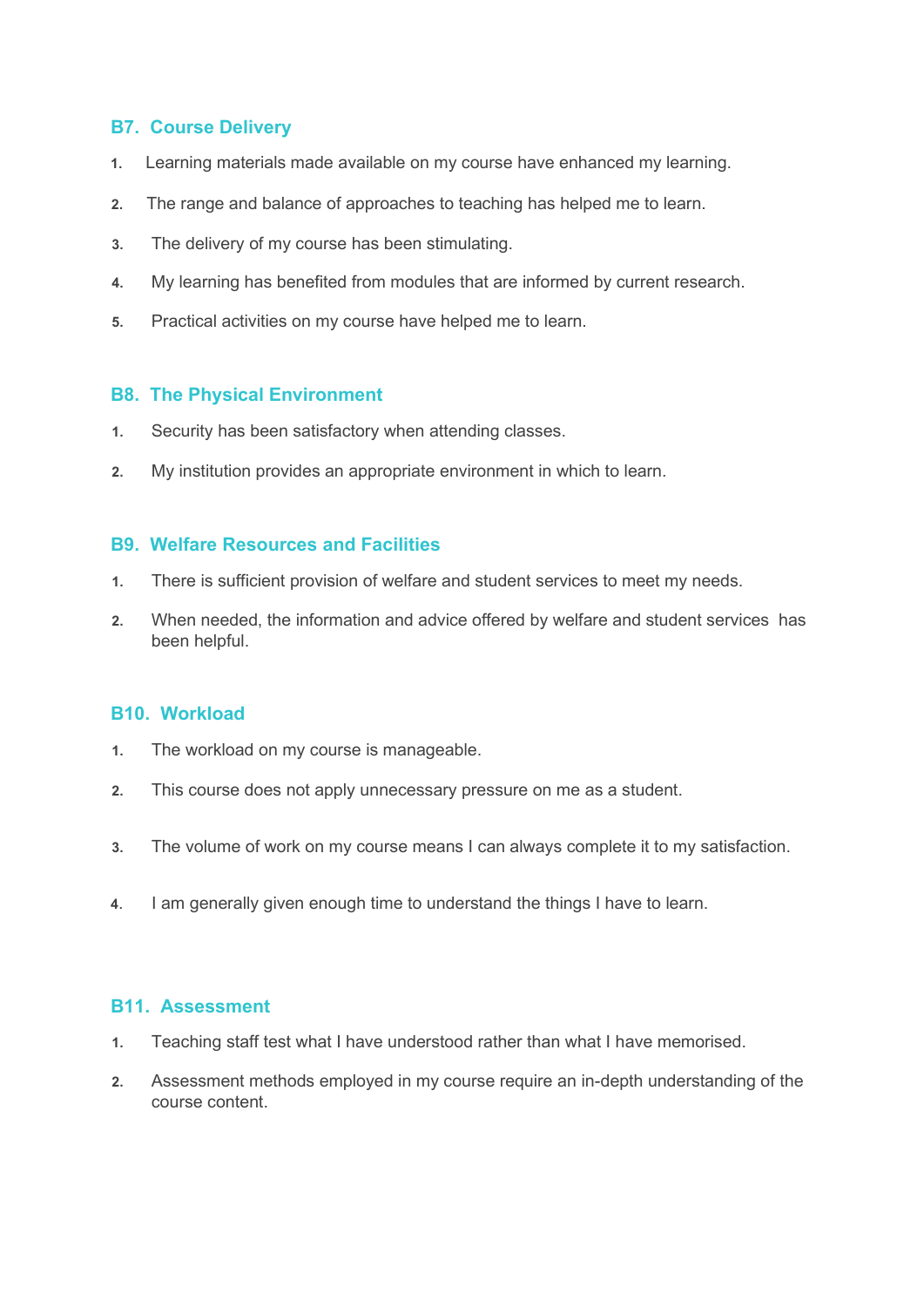### B7. Course Delivery

1. Learning materials made available on my course have enhanced my learning.
2. The range and balance of approaches to teaching has helped me to learn.
3. The delivery of my course has been stimulating.
4. My learning has benefited from modules that are informed by current research.
5. Practical activities on my course have helped me to learn.

### B8. The Physical Environment

1. Security has been satisfactory when attending classes.
2. My institution provides an appropriate environment in which to learn.

### B9. Welfare Resources and Facilities

1. There is sufficient provision of welfare and student services to meet my needs.
2. When needed, the information and advice offered by welfare and student services has been helpful.

### B10. Workload

1. The workload on my course is manageable.
2. This course does not apply unnecessary pressure on me as a student.
3. The volume of work on my course means I can always complete it to my satisfaction.
4. I am generally given enough time to understand the things I have to learn.

### B11. Assessment

1. Teaching staff test what I have understood rather than what I have memorised.
2. Assessment methods employed in my course require an in-depth understanding of the course content.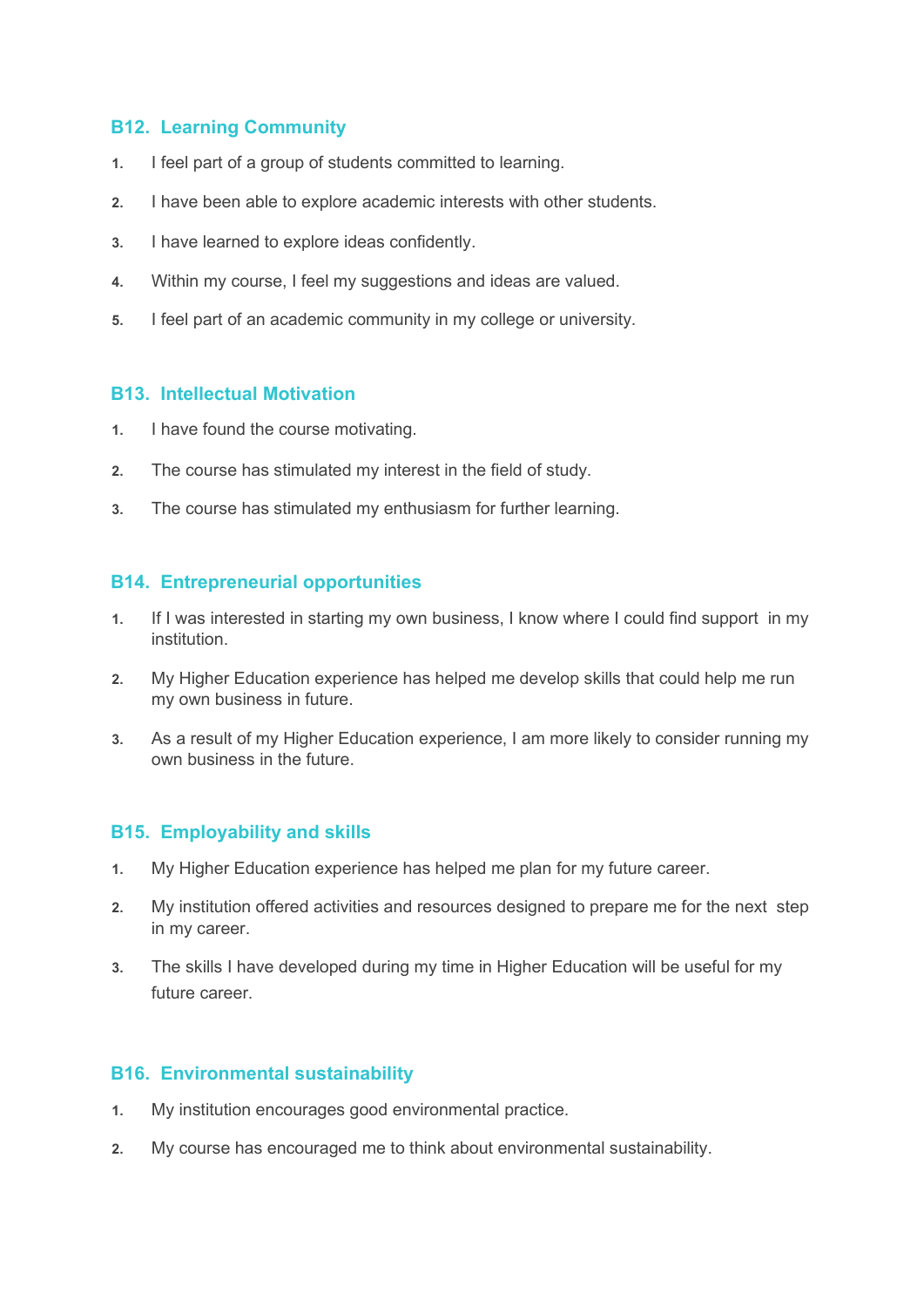### B12. Learning Community

1. I feel part of a group of students committed to learning.
2. I have been able to explore academic interests with other students.
3. I have learned to explore ideas confidently.
4. Within my course, I feel my suggestions and ideas are valued.
5. I feel part of an academic community in my college or university.

### B13. Intellectual Motivation

1. I have found the course motivating.
2. The course has stimulated my interest in the field of study.
3. The course has stimulated my enthusiasm for further learning.

### B14. Entrepreneurial opportunities

1. If I was interested in starting my own business, I know where I could find support in my institution.
2. My Higher Education experience has helped me develop skills that could help me run my own business in future.
3. As a result of my Higher Education experience, I am more likely to consider running my own business in the future.

### B15. Employability and skills

1. My Higher Education experience has helped me plan for my future career.
2. My institution offered activities and resources designed to prepare me for the next step in my career.
3. The skills I have developed during my time in Higher Education will be useful for my future career.

### B16. Environmental sustainability

1. My institution encourages good environmental practice.
2. My course has encouraged me to think about environmental sustainability.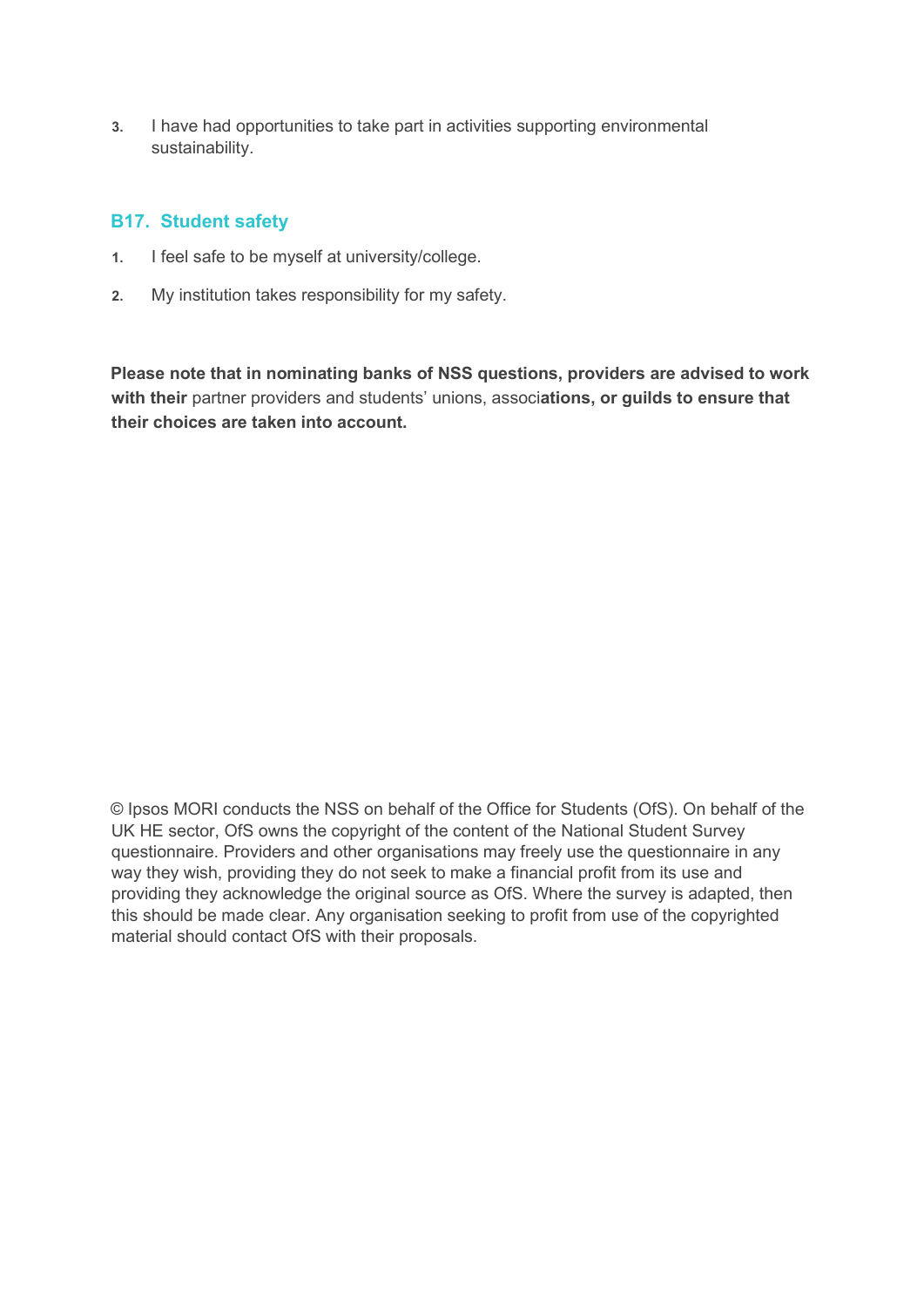3. I have had opportunities to take part in activities supporting environmental sustainability.

### B17. Student safety

1. I feel safe to be myself at university/college.
2. My institution takes responsibility for my safety.

**Please note that in nominating banks of NSS questions, providers are advised to work with their** partner providers and students' unions, associ**ations, or guilds to ensure that their choices are taken into account.**

© Ipsos MORI conducts the NSS on behalf of the Office for Students (OfS). On behalf of the UK HE sector, OfS owns the copyright of the content of the National Student Survey questionnaire. Providers and other organisations may freely use the questionnaire in any way they wish, providing they do not seek to make a financial profit from its use and providing they acknowledge the original source as OfS. Where the survey is adapted, then this should be made clear. Any organisation seeking to profit from use of the copyrighted material should contact OfS with their proposals.